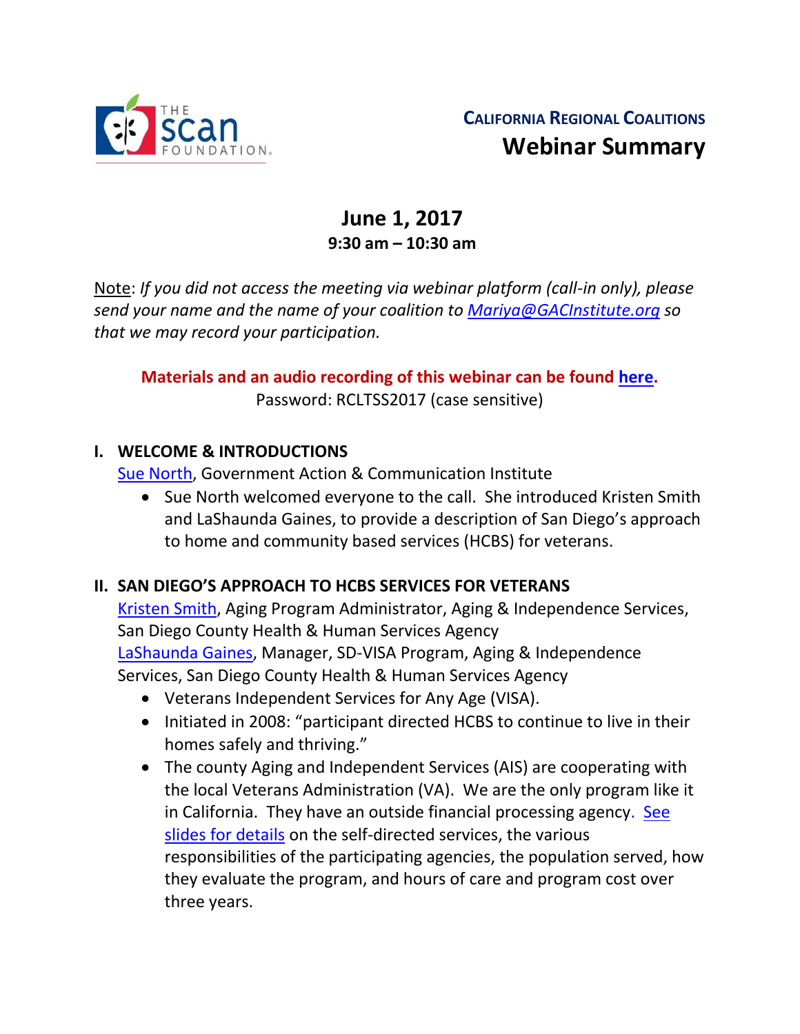The SCAN Foundation

**California Regional Coalitions**

# Webinar Summary

## June 1, 2017
**9:30 am – 10:30 am**

Note: *If you did not access the meeting via webinar platform (call-in only), please send your name and the name of your coalition to Mariya@GACInstitute.org so that we may record your participation.*

**Materials and an audio recording of this webinar can be found here.**
Password: RCLTSS2017 (case sensitive)

### I. WELCOME & INTRODUCTIONS

Sue North, Government Action & Communication Institute

- Sue North welcomed everyone to the call. She introduced Kristen Smith and LaShaunda Gaines, to provide a description of San Diego's approach to home and community based services (HCBS) for veterans.

### II. SAN DIEGO'S APPROACH TO HCBS SERVICES FOR VETERANS

Kristen Smith, Aging Program Administrator, Aging & Independence Services, San Diego County Health & Human Services Agency
LaShaunda Gaines, Manager, SD-VISA Program, Aging & Independence Services, San Diego County Health & Human Services Agency

- Veterans Independent Services for Any Age (VISA).
- Initiated in 2008: "participant directed HCBS to continue to live in their homes safely and thriving."
- The county Aging and Independent Services (AIS) are cooperating with the local Veterans Administration (VA). We are the only program like it in California. They have an outside financial processing agency. See slides for details on the self-directed services, the various responsibilities of the participating agencies, the population served, how they evaluate the program, and hours of care and program cost over three years.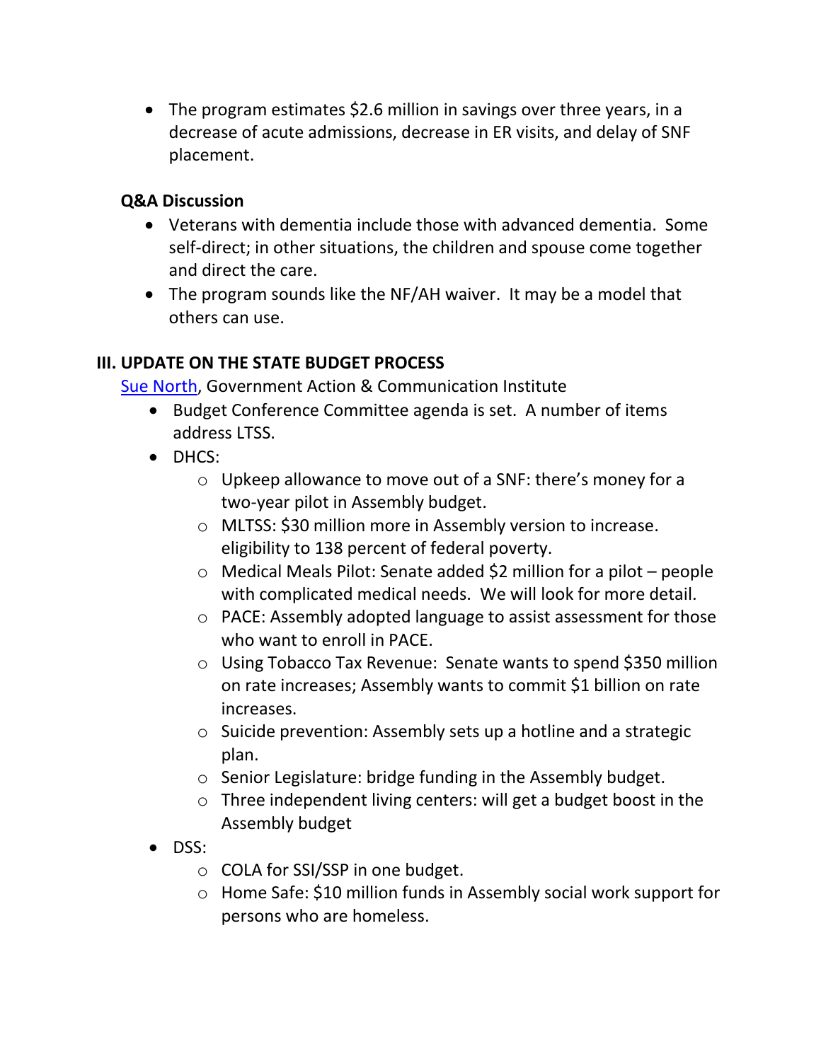- The program estimates $2.6 million in savings over three years, in a decrease of acute admissions, decrease in ER visits, and delay of SNF placement.

**Q&A Discussion**

- Veterans with dementia include those with advanced dementia. Some self-direct; in other situations, the children and spouse come together and direct the care.
- The program sounds like the NF/AH waiver. It may be a model that others can use.

## III. UPDATE ON THE STATE BUDGET PROCESS

[Sue North](), Government Action & Communication Institute

- Budget Conference Committee agenda is set. A number of items address LTSS.
- DHCS:
  - Upkeep allowance to move out of a SNF: there's money for a two-year pilot in Assembly budget.
  - MLTSS: $30 million more in Assembly version to increase. eligibility to 138 percent of federal poverty.
  - Medical Meals Pilot: Senate added $2 million for a pilot – people with complicated medical needs. We will look for more detail.
  - PACE: Assembly adopted language to assist assessment for those who want to enroll in PACE.
  - Using Tobacco Tax Revenue: Senate wants to spend $350 million on rate increases; Assembly wants to commit $1 billion on rate increases.
  - Suicide prevention: Assembly sets up a hotline and a strategic plan.
  - Senior Legislature: bridge funding in the Assembly budget.
  - Three independent living centers: will get a budget boost in the Assembly budget
- DSS:
  - COLA for SSI/SSP in one budget.
  - Home Safe: $10 million funds in Assembly social work support for persons who are homeless.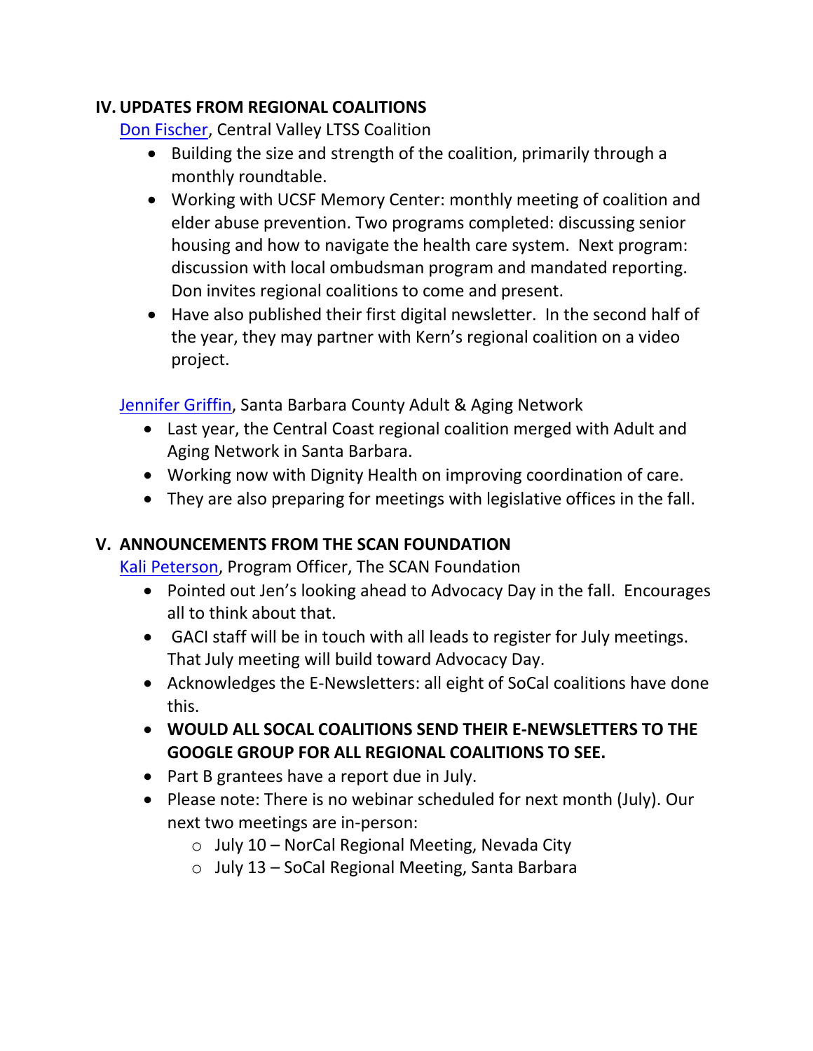## IV. UPDATES FROM REGIONAL COALITIONS

Don Fischer, Central Valley LTSS Coalition

- Building the size and strength of the coalition, primarily through a monthly roundtable.
- Working with UCSF Memory Center: monthly meeting of coalition and elder abuse prevention. Two programs completed: discussing senior housing and how to navigate the health care system. Next program: discussion with local ombudsman program and mandated reporting. Don invites regional coalitions to come and present.
- Have also published their first digital newsletter. In the second half of the year, they may partner with Kern's regional coalition on a video project.

Jennifer Griffin, Santa Barbara County Adult & Aging Network

- Last year, the Central Coast regional coalition merged with Adult and Aging Network in Santa Barbara.
- Working now with Dignity Health on improving coordination of care.
- They are also preparing for meetings with legislative offices in the fall.

## V. ANNOUNCEMENTS FROM THE SCAN FOUNDATION

Kali Peterson, Program Officer, The SCAN Foundation

- Pointed out Jen's looking ahead to Advocacy Day in the fall. Encourages all to think about that.
- GACI staff will be in touch with all leads to register for July meetings. That July meeting will build toward Advocacy Day.
- Acknowledges the E-Newsletters: all eight of SoCal coalitions have done this.
- **WOULD ALL SOCAL COALITIONS SEND THEIR E-NEWSLETTERS TO THE GOOGLE GROUP FOR ALL REGIONAL COALITIONS TO SEE.**
- Part B grantees have a report due in July.
- Please note: There is no webinar scheduled for next month (July). Our next two meetings are in-person:
  - July 10 – NorCal Regional Meeting, Nevada City
  - July 13 – SoCal Regional Meeting, Santa Barbara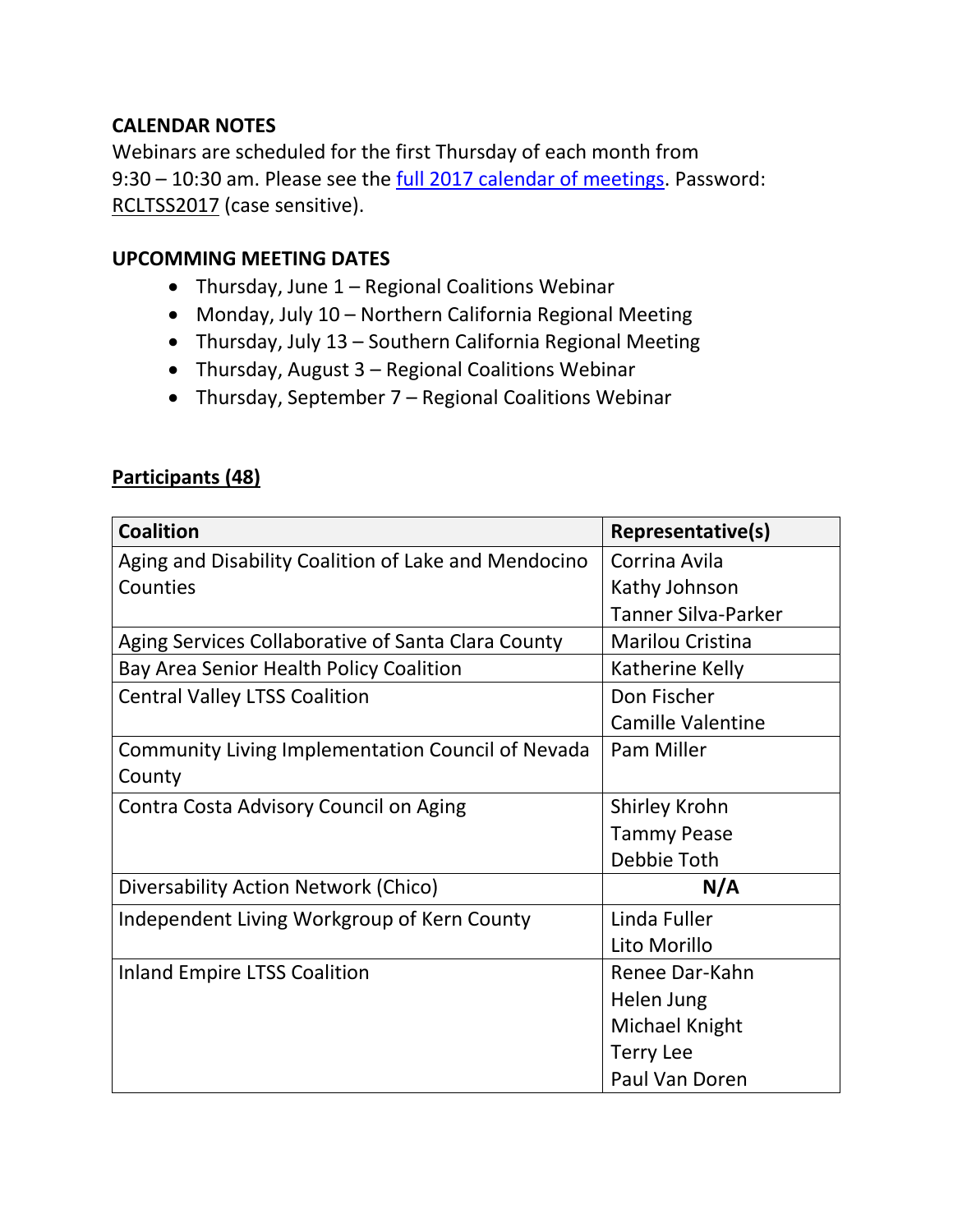**CALENDAR NOTES**

Webinars are scheduled for the first Thursday of each month from 9:30 – 10:30 am. Please see the [full 2017 calendar of meetings](). Password: RCLTSS2017 (case sensitive).

**UPCOMMING MEETING DATES**

- Thursday, June 1 – Regional Coalitions Webinar
- Monday, July 10 – Northern California Regional Meeting
- Thursday, July 13 – Southern California Regional Meeting
- Thursday, August 3 – Regional Coalitions Webinar
- Thursday, September 7 – Regional Coalitions Webinar

**Participants (48)**

| Coalition | Representative(s) |
|---|---|
| Aging and Disability Coalition of Lake and Mendocino Counties | Corrina Avila<br>Kathy Johnson<br>Tanner Silva-Parker |
| Aging Services Collaborative of Santa Clara County | Marilou Cristina |
| Bay Area Senior Health Policy Coalition | Katherine Kelly |
| Central Valley LTSS Coalition | Don Fischer<br>Camille Valentine |
| Community Living Implementation Council of Nevada County | Pam Miller |
| Contra Costa Advisory Council on Aging | Shirley Krohn<br>Tammy Pease<br>Debbie Toth |
| Diversability Action Network (Chico) | **N/A** |
| Independent Living Workgroup of Kern County | Linda Fuller<br>Lito Morillo |
| Inland Empire LTSS Coalition | Renee Dar-Kahn<br>Helen Jung<br>Michael Knight<br>Terry Lee<br>Paul Van Doren |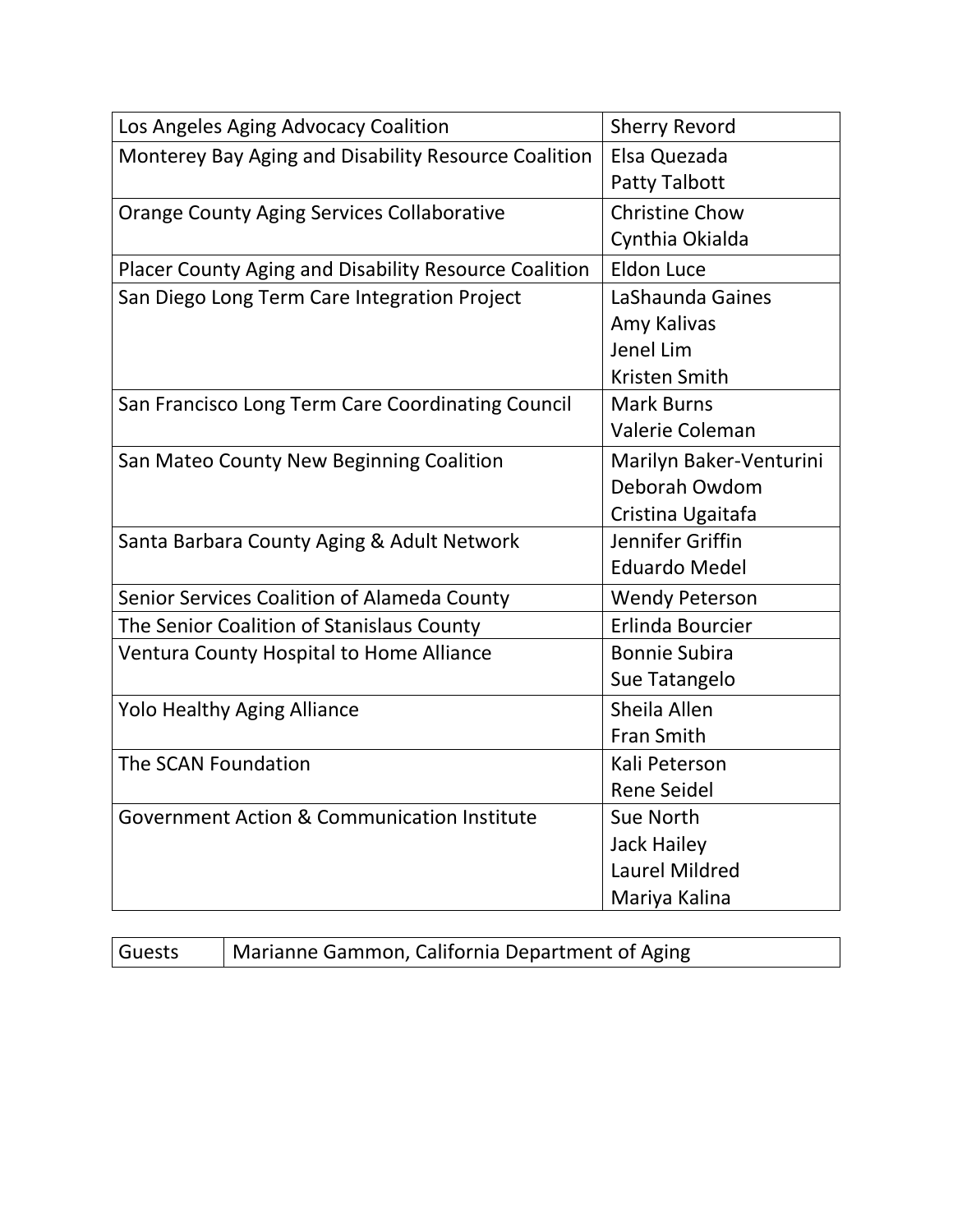| | |
|---|---|
| Los Angeles Aging Advocacy Coalition | Sherry Revord |
| Monterey Bay Aging and Disability Resource Coalition | Elsa Quezada<br>Patty Talbott |
| Orange County Aging Services Collaborative | Christine Chow<br>Cynthia Okialda |
| Placer County Aging and Disability Resource Coalition | Eldon Luce |
| San Diego Long Term Care Integration Project | LaShaunda Gaines<br>Amy Kalivas<br>Jenel Lim<br>Kristen Smith |
| San Francisco Long Term Care Coordinating Council | Mark Burns<br>Valerie Coleman |
| San Mateo County New Beginning Coalition | Marilyn Baker-Venturini<br>Deborah Owdom<br>Cristina Ugaitafa |
| Santa Barbara County Aging & Adult Network | Jennifer Griffin<br>Eduardo Medel |
| Senior Services Coalition of Alameda County | Wendy Peterson |
| The Senior Coalition of Stanislaus County | Erlinda Bourcier |
| Ventura County Hospital to Home Alliance | Bonnie Subira<br>Sue Tatangelo |
| Yolo Healthy Aging Alliance | Sheila Allen<br>Fran Smith |
| The SCAN Foundation | Kali Peterson<br>Rene Seidel |
| Government Action & Communication Institute | Sue North<br>Jack Hailey<br>Laurel Mildred<br>Mariya Kalina |

| | |
|---|---|
| Guests | Marianne Gammon, California Department of Aging |